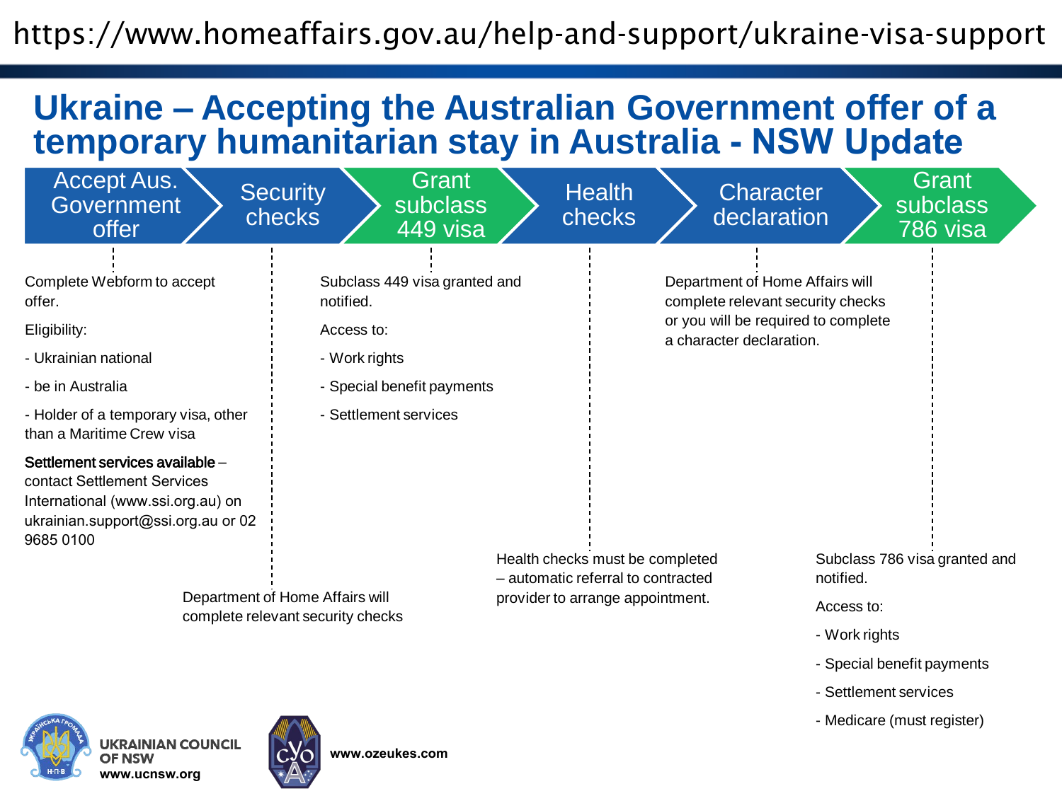https://www.homeaffairs.gov.au/help-and-support/ukraine-visa-support

# Ukraine – Accepting the Australian Government offer of a temporary humanitarian stay in Australia - NSW Update

Accept Aus. Government offer → Security checks → Grant subclass 449 visa → Health checks → Character declaration → Grant subclass 786 visa

## Accept Aus. Government offer

Complete Webform to accept offer.

Eligibility:

- Ukrainian national
- be in Australia
- Holder of a temporary visa, other than a Maritime Crew visa

**Settlement services available** – contact Settlement Services International (www.ssi.org.au) on ukrainian.support@ssi.org.au or 02 9685 0100

## Security checks

Department of Home Affairs will complete relevant security checks

## Grant subclass 449 visa

Subclass 449 visa granted and notified.

Access to:

- Work rights
- Special benefit payments
- Settlement services

## Health checks

Health checks must be completed – automatic referral to contracted provider to arrange appointment.

## Character declaration

Department of Home Affairs will complete relevant security checks or you will be required to complete a character declaration.

## Grant subclass 786 visa

Subclass 786 visa granted and notified.

Access to:

- Work rights
- Special benefit payments
- Settlement services
- Medicare (must register)

**UKRAINIAN COUNCIL OF NSW**
**www.ucnsw.org**

**www.ozeukes.com**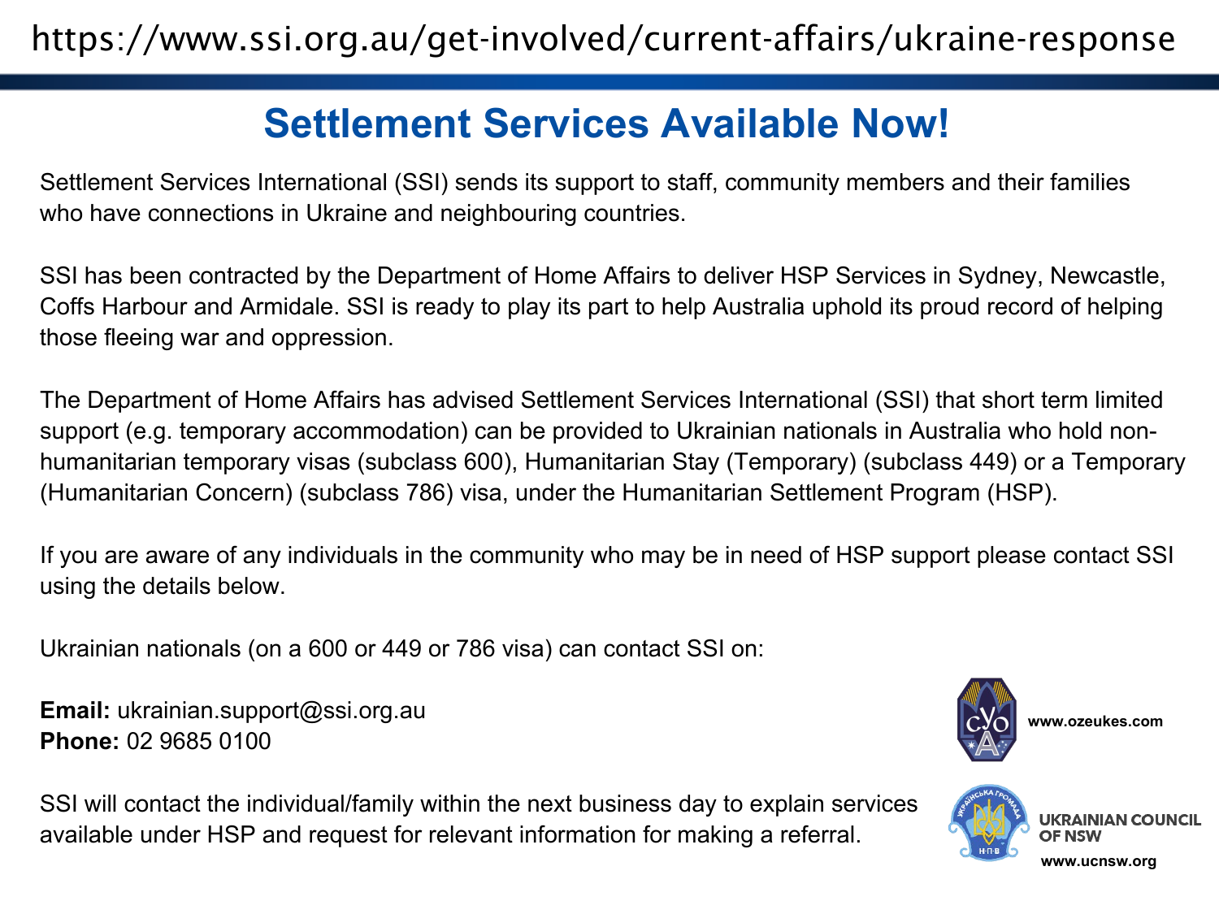https://www.ssi.org.au/get-involved/current-affairs/ukraine-response

# Settlement Services Available Now!

Settlement Services International (SSI) sends its support to staff, community members and their families who have connections in Ukraine and neighbouring countries.

SSI has been contracted by the Department of Home Affairs to deliver HSP Services in Sydney, Newcastle, Coffs Harbour and Armidale. SSI is ready to play its part to help Australia uphold its proud record of helping those fleeing war and oppression.

The Department of Home Affairs has advised Settlement Services International (SSI) that short term limited support (e.g. temporary accommodation) can be provided to Ukrainian nationals in Australia who hold non-humanitarian temporary visas (subclass 600), Humanitarian Stay (Temporary) (subclass 449) or a Temporary (Humanitarian Concern) (subclass 786) visa, under the Humanitarian Settlement Program (HSP).

If you are aware of any individuals in the community who may be in need of HSP support please contact SSI using the details below.

Ukrainian nationals (on a 600 or 449 or 786 visa) can contact SSI on:

**Email:** ukrainian.support@ssi.org.au
**Phone:** 02 9685 0100

SSI will contact the individual/family within the next business day to explain services available under HSP and request for relevant information for making a referral.

www.ozeukes.com

UKRAINIAN COUNCIL OF NSW
www.ucnsw.org